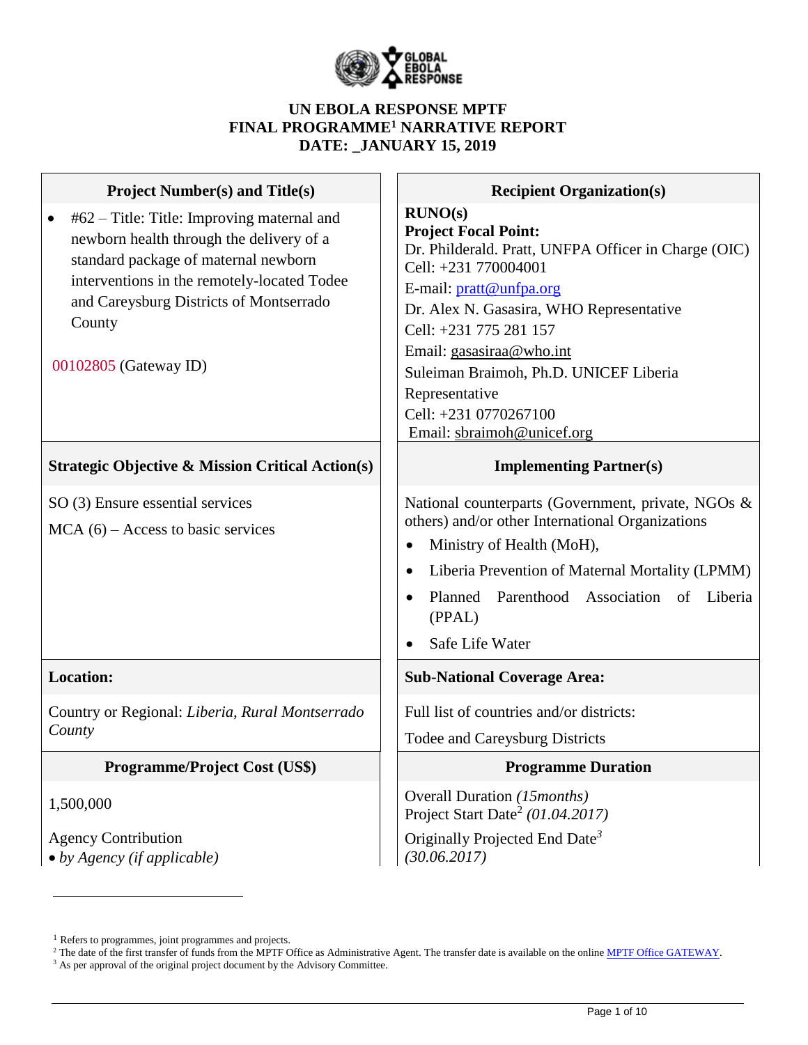# UN EBOLA RESPONSE MPTF
# FINAL PROGRAMME[1] NARRATIVE REPORT
# DATE: _JANUARY 15, 2019

| **Project Number(s) and Title(s)** | **Recipient Organization(s)** |
|---|---|
| • #62 – Title: Title: Improving maternal and newborn health through the delivery of a standard package of maternal newborn interventions in the remotely-located Todee and Careysburg Districts of Montserrado County<br><br>00102805 (Gateway ID) | **RUNO(s)**<br>**Project Focal Point:**<br>Dr. Philderald. Pratt, UNFPA Officer in Charge (OIC)<br>Cell: +231 770004001<br>E-mail: pratt@unfpa.org<br>Dr. Alex N. Gasasira, WHO Representative<br>Cell: +231 775 281 157<br>Email: gasasiraa@who.int<br>Suleiman Braimoh, Ph.D. UNICEF Liberia Representative<br>Cell: +231 0770267100<br>Email: sbraimoh@unicef.org |
| **Strategic Objective & Mission Critical Action(s)** | **Implementing Partner(s)** |
| SO (3) Ensure essential services<br>MCA (6) – Access to basic services | National counterparts (Government, private, NGOs & others) and/or other International Organizations<br>• Ministry of Health (MoH),<br>• Liberia Prevention of Maternal Mortality (LPMM)<br>• Planned Parenthood Association of Liberia (PPAL)<br>• Safe Life Water |
| **Location:** | **Sub-National Coverage Area:** |
| Country or Regional: *Liberia, Rural Montserrado County* | Full list of countries and/or districts:<br>Todee and Careysburg Districts |
| **Programme/Project Cost (US$)** | **Programme Duration** |
| 1,500,000<br><br>Agency Contribution<br>• *by Agency (if applicable)* | Overall Duration *(15months)*<br>Project Start Date[2] *(01.04.2017)*<br>Originally Projected End Date[3] *(30.06.2017)* |

---

[1] Refers to programmes, joint programmes and projects.
[2] The date of the first transfer of funds from the MPTF Office as Administrative Agent. The transfer date is available on the online MPTF Office GATEWAY.
[3] As per approval of the original project document by the Advisory Committee.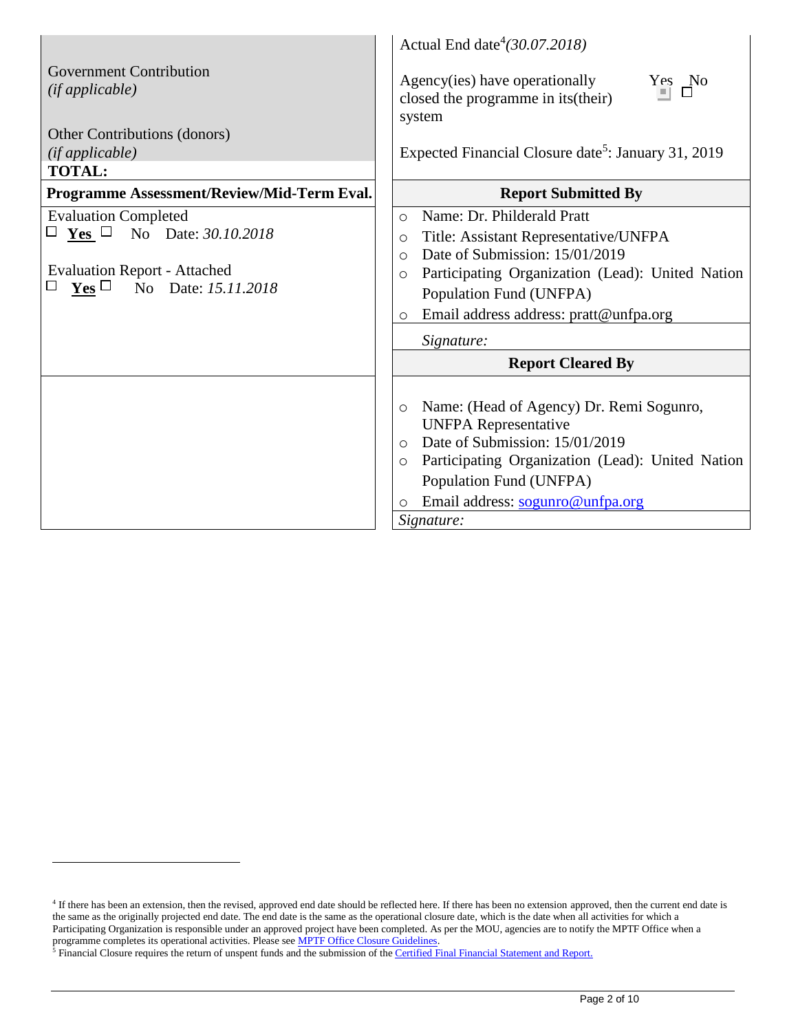| Government Contribution *(if applicable)*<br><br>Other Contributions (donors) *(if applicable)*<br>**TOTAL:** | Actual End date[4] *(30.07.2018)*<br><br>Agency(ies) have operationally closed the programme in its(their) system Yes ☐ No ☐<br><br>Expected Financial Closure date[5]: January 31, 2019 |
|---|---|
| **Programme Assessment/Review/Mid-Term Eval.** | **Report Submitted By** |
| Evaluation Completed<br>☐ **Yes** ☐ No Date: *30.10.2018*<br><br>Evaluation Report - Attached<br>☐ **Yes** ☐ No Date: *15.11.2018* | ○ Name: Dr. Philderald Pratt<br>○ Title: Assistant Representative/UNFPA<br>○ Date of Submission: 15/01/2019<br>○ Participating Organization (Lead): United Nation Population Fund (UNFPA)<br>○ Email address address: pratt@unfpa.org<br><br>*Signature:* |
| | **Report Cleared By** |
| | ○ Name: (Head of Agency) Dr. Remi Sogunro, UNFPA Representative<br>○ Date of Submission: 15/01/2019<br>○ Participating Organization (Lead): United Nation Population Fund (UNFPA)<br>○ Email address: sogunro@unfpa.org<br><br>*Signature:* |

[4] If there has been an extension, then the revised, approved end date should be reflected here. If there has been no extension approved, then the current end date is the same as the originally projected end date. The end date is the same as the operational closure date, which is the date when all activities for which a Participating Organization is responsible under an approved project have been completed. As per the MOU, agencies are to notify the MPTF Office when a programme completes its operational activities. Please see MPTF Office Closure Guidelines.

[5] Financial Closure requires the return of unspent funds and the submission of the Certified Final Financial Statement and Report.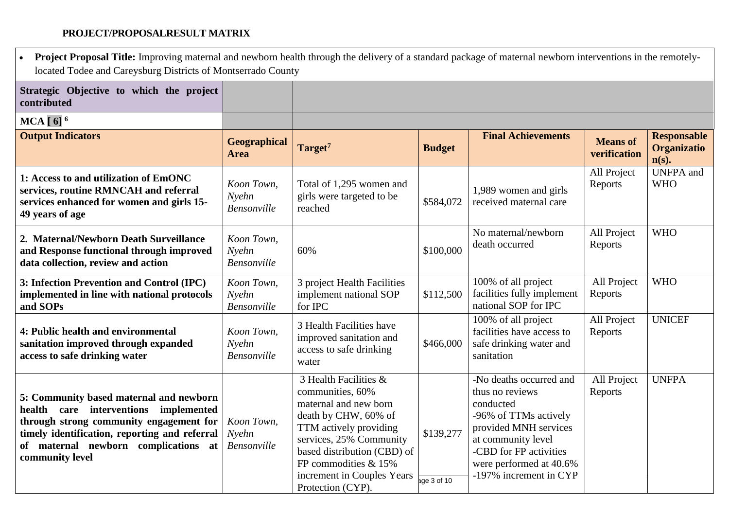**PROJECT/PROPOSALRESULT MATRIX**

- **Project Proposal Title:** Improving maternal and newborn health through the delivery of a standard package of maternal newborn interventions in the remotely-located Todee and Careysburg Districts of Montserrado County

| **Strategic Objective to which the project contributed** | | | | | | |
|---|---|---|---|---|---|---|
| **MCA [ 6]** [6] | | | | | | |
| **Output Indicators** | **Geographical Area** | **Target**[7] | **Budget** | **Final Achievements** | **Means of verification** | **Responsable Organization(s).** |
| **1: Access to and utilization of EmONC services, routine RMNCAH and referral services enhanced for women and girls 15-49 years of age** | *Koon Town, Nyehn Bensonville* | Total of 1,295 women and girls were targeted to be reached | $584,072 | 1,989 women and girls received maternal care | All Project Reports | UNFPA and WHO |
| **2. Maternal/Newborn Death Surveillance and Response functional through improved data collection, review and action** | *Koon Town, Nyehn Bensonville* | 60% | $100,000 | No maternal/newborn death occurred | All Project Reports | WHO |
| **3: Infection Prevention and Control (IPC) implemented in line with national protocols and SOPs** | *Koon Town, Nyehn Bensonville* | 3 project Health Facilities implement national SOP for IPC | $112,500 | 100% of all project facilities fully implement national SOP for IPC | All Project Reports | WHO |
| **4: Public health and environmental sanitation improved through expanded access to safe drinking water** | *Koon Town, Nyehn Bensonville* | 3 Health Facilities have improved sanitation and access to safe drinking water | $466,000 | 100% of all project facilities have access to safe drinking water and sanitation | All Project Reports | UNICEF |
| **5: Community based maternal and newborn health care interventions implemented through strong community engagement for timely identification, reporting and referral of maternal newborn complications at community level** | *Koon Town, Nyehn Bensonville* | 3 Health Facilities & communities, 60% maternal and new born death by CHW, 60% of TTM actively providing services, 25% Community based distribution (CBD) of FP commodities & 15% increment in Couples Years Protection (CYP). | $139,277 | -No deaths occurred and thus no reviews conducted<br>-96% of TTMs actively provided MNH services at community level<br>-CBD for FP activities were performed at 40.6%<br>-197% increment in CYP | All Project Reports | UNFPA |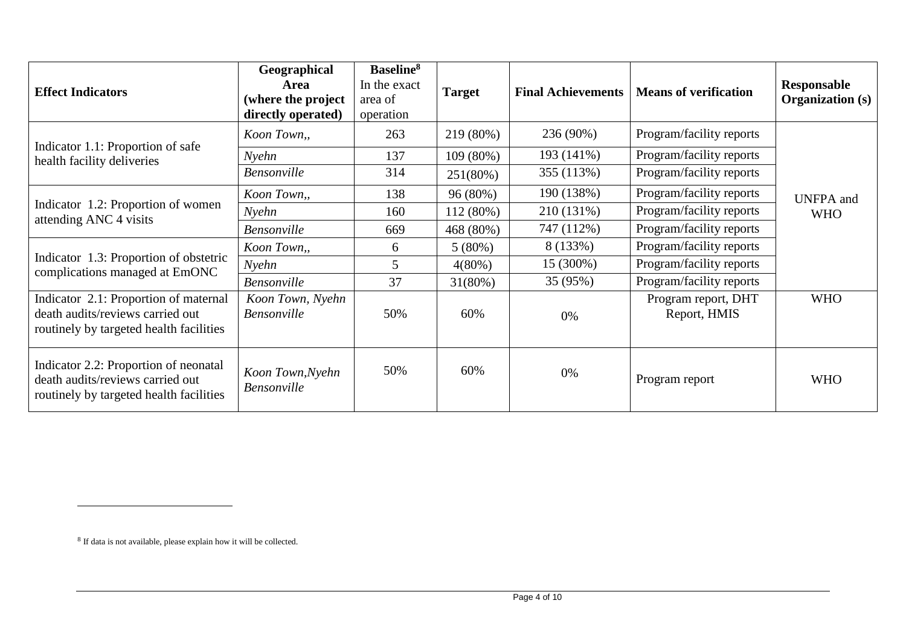| Effect Indicators | Geographical Area (where the project directly operated) | Baseline[8] In the exact area of operation | Target | Final Achievements | Means of verification | Responsable Organization (s) |
|---|---|---|---|---|---|---|
| Indicator 1.1: Proportion of safe health facility deliveries | *Koon Town,,* | 263 | 219 (80%) | 236 (90%) | Program/facility reports | UNFPA and WHO |
| | *Nyehn* | 137 | 109 (80%) | 193 (141%) | Program/facility reports | |
| | *Bensonville* | 314 | 251(80%) | 355 (113%) | Program/facility reports | |
| Indicator 1.2: Proportion of women attending ANC 4 visits | *Koon Town,,* | 138 | 96 (80%) | 190 (138%) | Program/facility reports | |
| | *Nyehn* | 160 | 112 (80%) | 210 (131%) | Program/facility reports | |
| | *Bensonville* | 669 | 468 (80%) | 747 (112%) | Program/facility reports | |
| Indicator 1.3: Proportion of obstetric complications managed at EmONC | *Koon Town,,* | 6 | 5 (80%) | 8 (133%) | Program/facility reports | |
| | *Nyehn* | 5 | 4(80%) | 15 (300%) | Program/facility reports | |
| | *Bensonville* | 37 | 31(80%) | 35 (95%) | Program/facility reports | |
| Indicator 2.1: Proportion of maternal death audits/reviews carried out routinely by targeted health facilities | *Koon Town, Nyehn Bensonville* | 50% | 60% | 0% | Program report, DHT Report, HMIS | WHO |
| Indicator 2.2: Proportion of neonatal death audits/reviews carried out routinely by targeted health facilities | *Koon Town,Nyehn Bensonville* | 50% | 60% | 0% | Program report | WHO |

[8] If data is not available, please explain how it will be collected.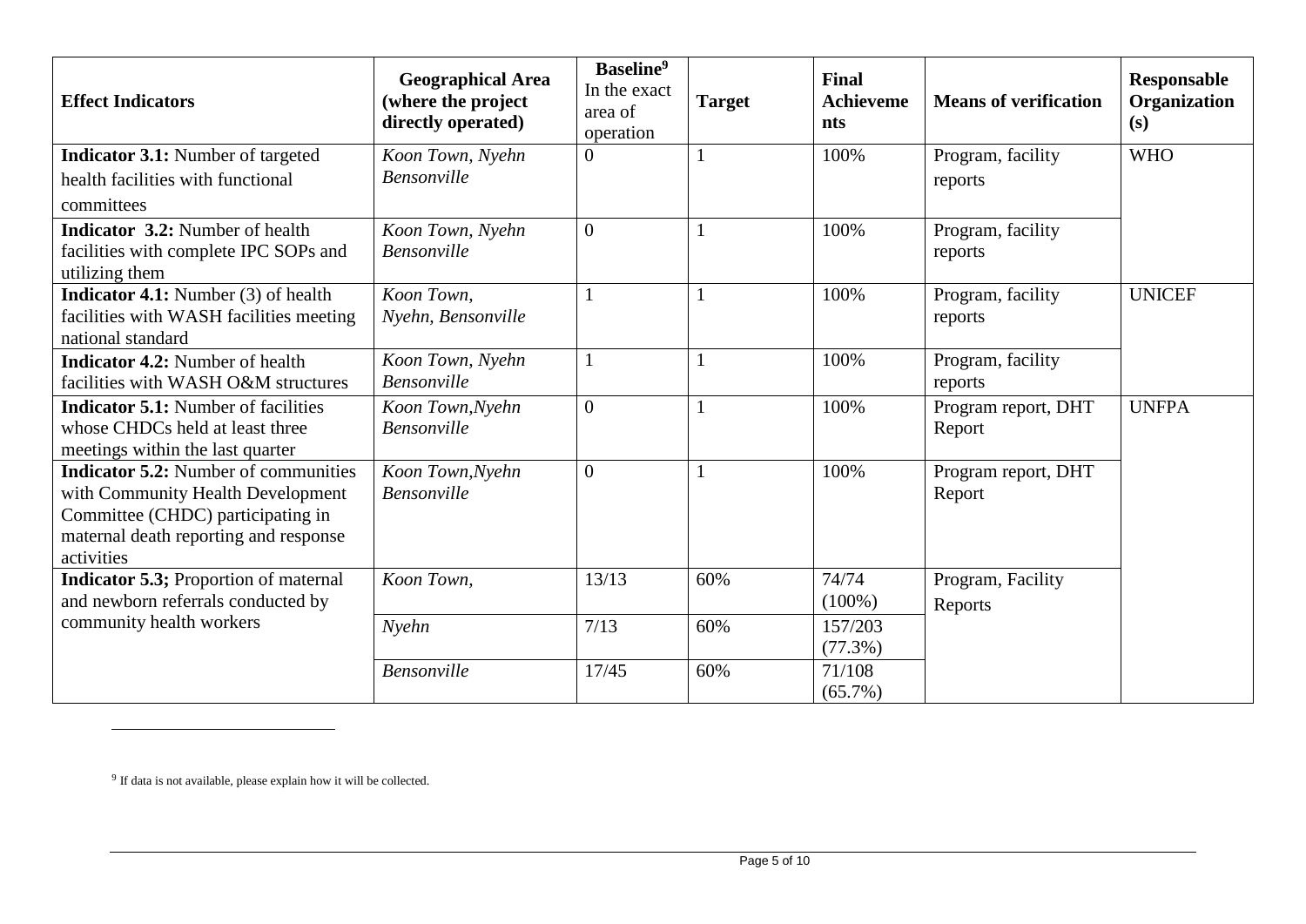| Effect Indicators | Geographical Area (where the project directly operated) | Baseline[9] In the exact area of operation | Target | Final Achievements | Means of verification | Responsable Organization (s) |
|---|---|---|---|---|---|---|
| **Indicator 3.1:** Number of targeted health facilities with functional committees | *Koon Town, Nyehn Bensonville* | 0 | 1 | 100% | Program, facility reports | WHO |
| **Indicator 3.2:** Number of health facilities with complete IPC SOPs and utilizing them | *Koon Town, Nyehn Bensonville* | 0 | 1 | 100% | Program, facility reports | |
| **Indicator 4.1:** Number (3) of health facilities with WASH facilities meeting national standard | *Koon Town, Nyehn, Bensonville* | 1 | 1 | 100% | Program, facility reports | UNICEF |
| **Indicator 4.2:** Number of health facilities with WASH O&M structures | *Koon Town, Nyehn Bensonville* | 1 | 1 | 100% | Program, facility reports | |
| **Indicator 5.1:** Number of facilities whose CHDCs held at least three meetings within the last quarter | *Koon Town,Nyehn Bensonville* | 0 | 1 | 100% | Program report, DHT Report | UNFPA |
| **Indicator 5.2:** Number of communities with Community Health Development Committee (CHDC) participating in maternal death reporting and response activities | *Koon Town,Nyehn Bensonville* | 0 | 1 | 100% | Program report, DHT Report | |
| **Indicator 5.3;** Proportion of maternal and newborn referrals conducted by community health workers | *Koon Town,* | 13/13 | 60% | 74/74 (100%) | Program, Facility Reports | |
| | *Nyehn* | 7/13 | 60% | 157/203 (77.3%) | | |
| | *Bensonville* | 17/45 | 60% | 71/108 (65.7%) | | |

[9] If data is not available, please explain how it will be collected.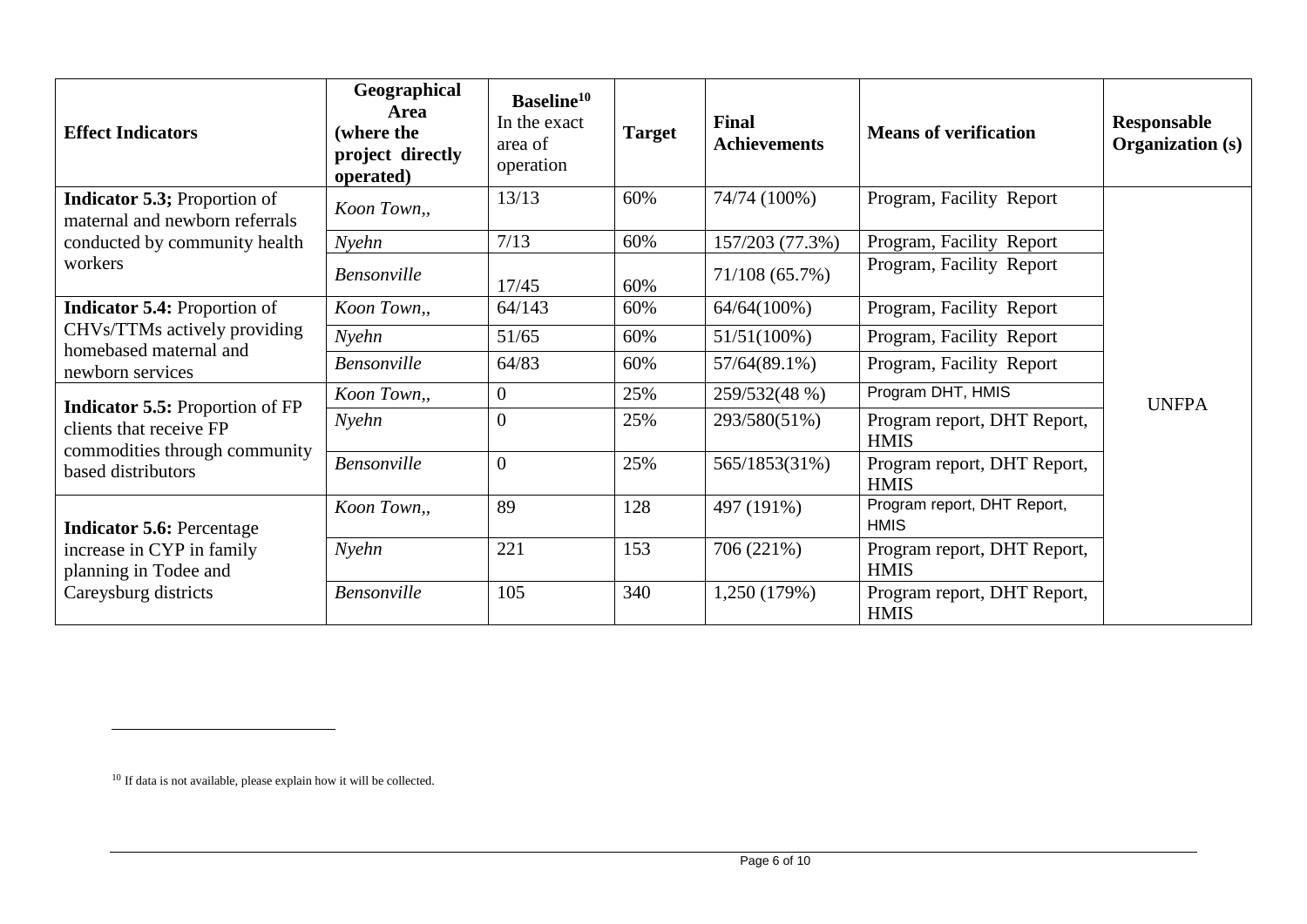| Effect Indicators | Geographical Area (where the project directly operated) | Baseline[10] In the exact area of operation | Target | Final Achievements | Means of verification | Responsable Organization (s) |
|---|---|---|---|---|---|---|
| **Indicator 5.3;** Proportion of maternal and newborn referrals conducted by community health workers | *Koon Town,,* | 13/13 | 60% | 74/74 (100%) | Program, Facility Report | UNFPA |
| | *Nyehn* | 7/13 | 60% | 157/203 (77.3%) | Program, Facility Report | |
| | *Bensonville* | 17/45 | 60% | 71/108 (65.7%) | Program, Facility Report | |
| **Indicator 5.4:** Proportion of CHVs/TTMs actively providing homebased maternal and newborn services | *Koon Town,,* | 64/143 | 60% | 64/64(100%) | Program, Facility Report | |
| | *Nyehn* | 51/65 | 60% | 51/51(100%) | Program, Facility Report | |
| | *Bensonville* | 64/83 | 60% | 57/64(89.1%) | Program, Facility Report | |
| **Indicator 5.5:** Proportion of FP clients that receive FP commodities through community based distributors | *Koon Town,,* | 0 | 25% | 259/532(48 %) | Program DHT, HMIS | |
| | *Nyehn* | 0 | 25% | 293/580(51%) | Program report, DHT Report, HMIS | |
| | *Bensonville* | 0 | 25% | 565/1853(31%) | Program report, DHT Report, HMIS | |
| **Indicator 5.6:** Percentage increase in CYP in family planning in Todee and Careysburg districts | *Koon Town,,* | 89 | 128 | 497 (191%) | Program report, DHT Report, HMIS | |
| | *Nyehn* | 221 | 153 | 706 (221%) | Program report, DHT Report, HMIS | |
| | *Bensonville* | 105 | 340 | 1,250 (179%) | Program report, DHT Report, HMIS | |

[10] If data is not available, please explain how it will be collected.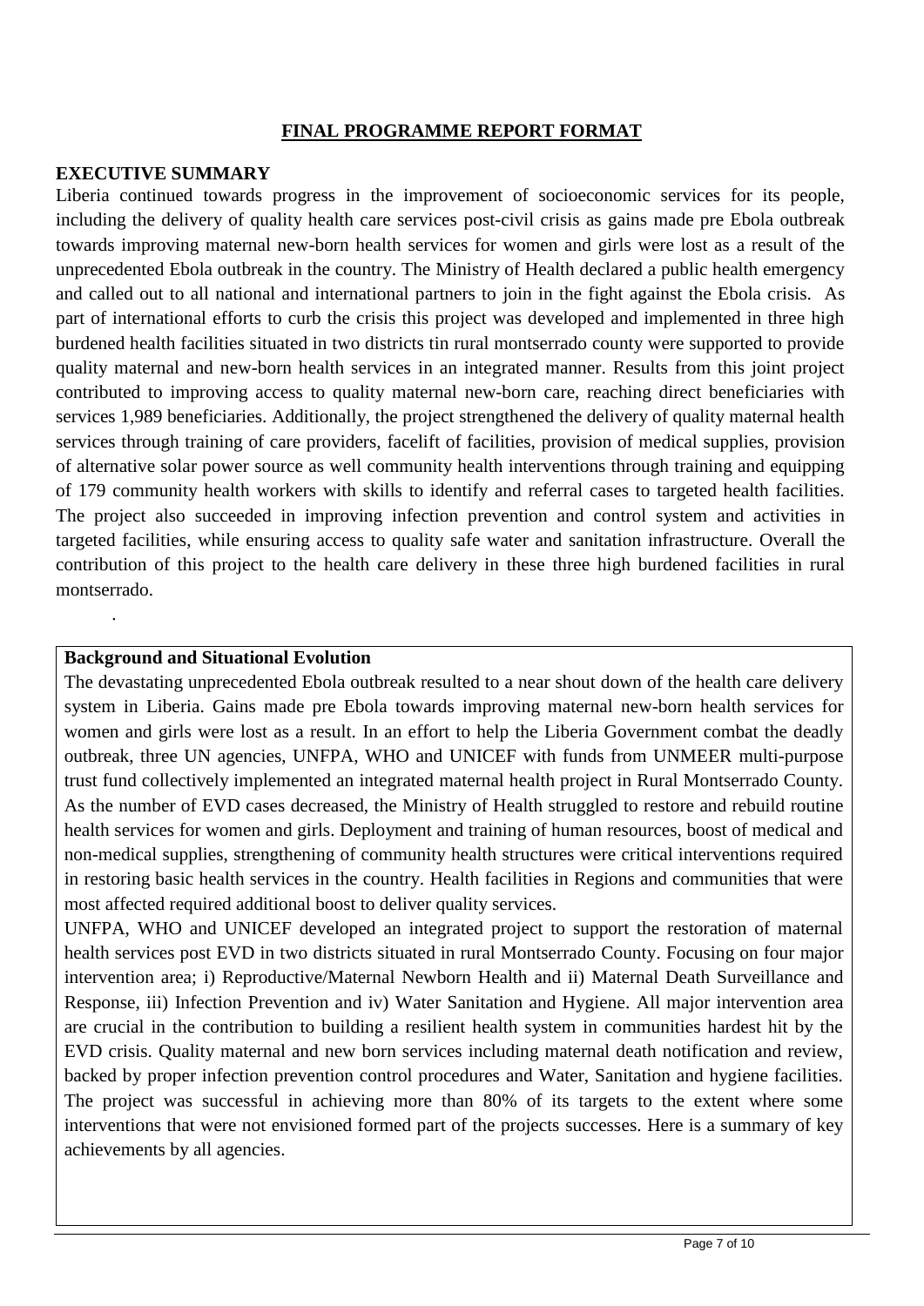## FINAL PROGRAMME REPORT FORMAT

**EXECUTIVE SUMMARY**

Liberia continued towards progress in the improvement of socioeconomic services for its people, including the delivery of quality health care services post-civil crisis as gains made pre Ebola outbreak towards improving maternal new-born health services for women and girls were lost as a result of the unprecedented Ebola outbreak in the country. The Ministry of Health declared a public health emergency and called out to all national and international partners to join in the fight against the Ebola crisis. As part of international efforts to curb the crisis this project was developed and implemented in three high burdened health facilities situated in two districts tin rural montserrado county were supported to provide quality maternal and new-born health services in an integrated manner. Results from this joint project contributed to improving access to quality maternal new-born care, reaching direct beneficiaries with services 1,989 beneficiaries. Additionally, the project strengthened the delivery of quality maternal health services through training of care providers, facelift of facilities, provision of medical supplies, provision of alternative solar power source as well community health interventions through training and equipping of 179 community health workers with skills to identify and referral cases to targeted health facilities. The project also succeeded in improving infection prevention and control system and activities in targeted facilities, while ensuring access to quality safe water and sanitation infrastructure. Overall the contribution of this project to the health care delivery in these three high burdened facilities in rural montserrado.

.

**Background and Situational Evolution**

The devastating unprecedented Ebola outbreak resulted to a near shout down of the health care delivery system in Liberia. Gains made pre Ebola towards improving maternal new-born health services for women and girls were lost as a result. In an effort to help the Liberia Government combat the deadly outbreak, three UN agencies, UNFPA, WHO and UNICEF with funds from UNMEER multi-purpose trust fund collectively implemented an integrated maternal health project in Rural Montserrado County. As the number of EVD cases decreased, the Ministry of Health struggled to restore and rebuild routine health services for women and girls. Deployment and training of human resources, boost of medical and non-medical supplies, strengthening of community health structures were critical interventions required in restoring basic health services in the country. Health facilities in Regions and communities that were most affected required additional boost to deliver quality services.

UNFPA, WHO and UNICEF developed an integrated project to support the restoration of maternal health services post EVD in two districts situated in rural Montserrado County. Focusing on four major intervention area; i) Reproductive/Maternal Newborn Health and ii) Maternal Death Surveillance and Response, iii) Infection Prevention and iv) Water Sanitation and Hygiene. All major intervention area are crucial in the contribution to building a resilient health system in communities hardest hit by the EVD crisis. Quality maternal and new born services including maternal death notification and review, backed by proper infection prevention control procedures and Water, Sanitation and hygiene facilities. The project was successful in achieving more than 80% of its targets to the extent where some interventions that were not envisioned formed part of the projects successes. Here is a summary of key achievements by all agencies.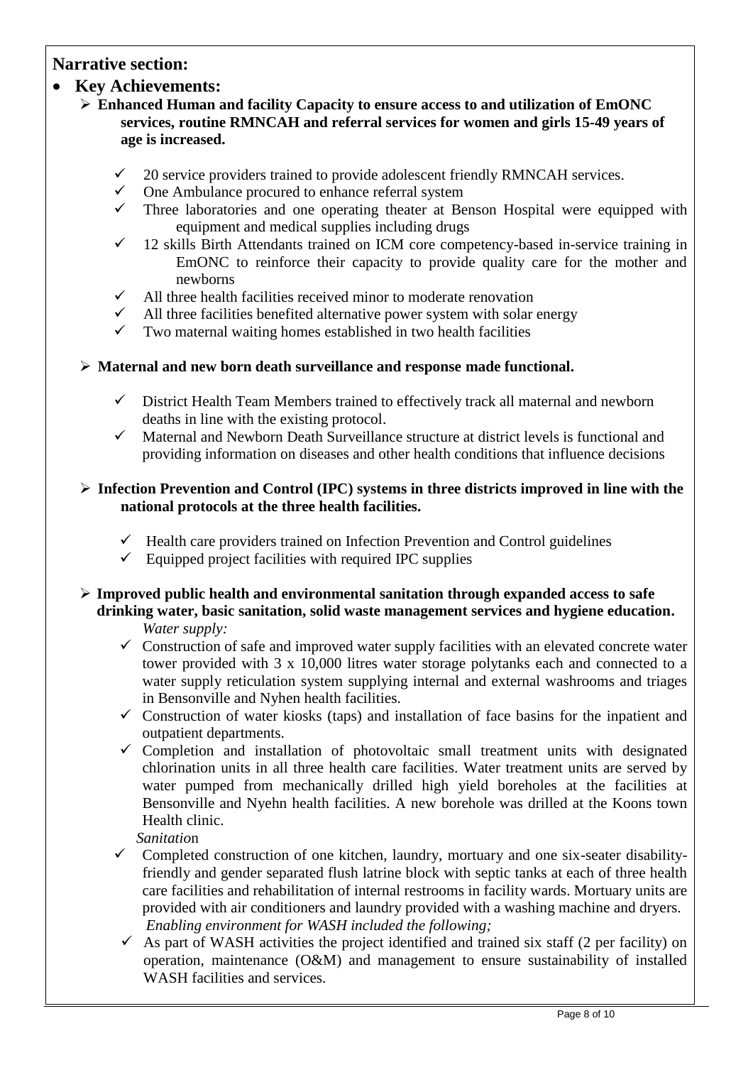## Narrative section:

- **Key Achievements:**
  - **Enhanced Human and facility Capacity to ensure access to and utilization of EmONC services, routine RMNCAH and referral services for women and girls 15-49 years of age is increased.**
    - ✓ 20 service providers trained to provide adolescent friendly RMNCAH services.
    - ✓ One Ambulance procured to enhance referral system
    - ✓ Three laboratories and one operating theater at Benson Hospital were equipped with equipment and medical supplies including drugs
    - ✓ 12 skills Birth Attendants trained on ICM core competency-based in-service training in EmONC to reinforce their capacity to provide quality care for the mother and newborns
    - ✓ All three health facilities received minor to moderate renovation
    - ✓ All three facilities benefited alternative power system with solar energy
    - ✓ Two maternal waiting homes established in two health facilities
  - **Maternal and new born death surveillance and response made functional.**
    - ✓ District Health Team Members trained to effectively track all maternal and newborn deaths in line with the existing protocol.
    - ✓ Maternal and Newborn Death Surveillance structure at district levels is functional and providing information on diseases and other health conditions that influence decisions
  - **Infection Prevention and Control (IPC) systems in three districts improved in line with the national protocols at the three health facilities.**
    - ✓ Health care providers trained on Infection Prevention and Control guidelines
    - ✓ Equipped project facilities with required IPC supplies
  - **Improved public health and environmental sanitation through expanded access to safe drinking water, basic sanitation, solid waste management services and hygiene education.**

    *Water supply:*
    - ✓ Construction of safe and improved water supply facilities with an elevated concrete water tower provided with 3 x 10,000 litres water storage polytanks each and connected to a water supply reticulation system supplying internal and external washrooms and triages in Bensonville and Nyhen health facilities.
    - ✓ Construction of water kiosks (taps) and installation of face basins for the inpatient and outpatient departments.
    - ✓ Completion and installation of photovoltaic small treatment units with designated chlorination units in all three health care facilities. Water treatment units are served by water pumped from mechanically drilled high yield boreholes at the facilities at Bensonville and Nyehn health facilities. A new borehole was drilled at the Koons town Health clinic.

    *Sanitation*
    - ✓ Completed construction of one kitchen, laundry, mortuary and one six-seater disability-friendly and gender separated flush latrine block with septic tanks at each of three health care facilities and rehabilitation of internal restrooms in facility wards. Mortuary units are provided with air conditioners and laundry provided with a washing machine and dryers.

    *Enabling environment for WASH included the following;*
    - ✓ As part of WASH activities the project identified and trained six staff (2 per facility) on operation, maintenance (O&M) and management to ensure sustainability of installed WASH facilities and services.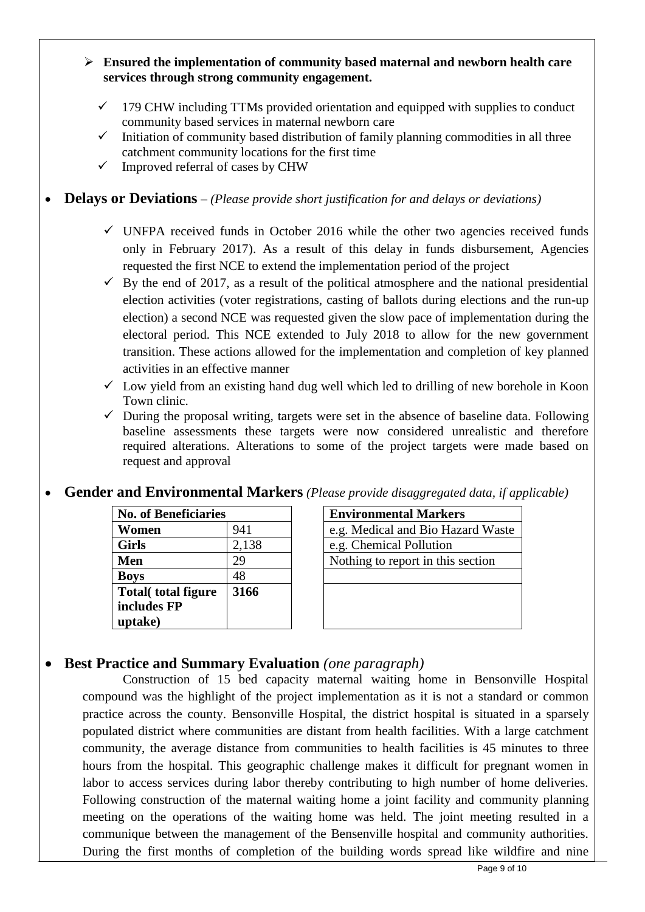- **Ensured the implementation of community based maternal and newborn health care services through strong community engagement.**
  - ✓ 179 CHW including TTMs provided orientation and equipped with supplies to conduct community based services in maternal newborn care
  - ✓ Initiation of community based distribution of family planning commodities in all three catchment community locations for the first time
  - ✓ Improved referral of cases by CHW

- **Delays or Deviations** – *(Please provide short justification for and delays or deviations)*
  - ✓ UNFPA received funds in October 2016 while the other two agencies received funds only in February 2017). As a result of this delay in funds disbursement, Agencies requested the first NCE to extend the implementation period of the project
  - ✓ By the end of 2017, as a result of the political atmosphere and the national presidential election activities (voter registrations, casting of ballots during elections and the run-up election) a second NCE was requested given the slow pace of implementation during the electoral period. This NCE extended to July 2018 to allow for the new government transition. These actions allowed for the implementation and completion of key planned activities in an effective manner
  - ✓ Low yield from an existing hand dug well which led to drilling of new borehole in Koon Town clinic.
  - ✓ During the proposal writing, targets were set in the absence of baseline data. Following baseline assessments these targets were now considered unrealistic and therefore required alterations. Alterations to some of the project targets were made based on request and approval

- **Gender and Environmental Markers** *(Please provide disaggregated data, if applicable)*

| No. of Beneficiaries | |
|---|---|
| **Women** | 941 |
| **Girls** | 2,138 |
| **Men** | 29 |
| **Boys** | 48 |
| **Total( total figure includes FP uptake)** | **3166** |

| Environmental Markers |
|---|
| e.g. Medical and Bio Hazard Waste |
| e.g. Chemical Pollution |
| Nothing to report in this section |
| |
| |

- **Best Practice and Summary Evaluation** *(one paragraph)*

Construction of 15 bed capacity maternal waiting home in Bensonville Hospital compound was the highlight of the project implementation as it is not a standard or common practice across the county. Bensonville Hospital, the district hospital is situated in a sparsely populated district where communities are distant from health facilities. With a large catchment community, the average distance from communities to health facilities is 45 minutes to three hours from the hospital. This geographic challenge makes it difficult for pregnant women in labor to access services during labor thereby contributing to high number of home deliveries. Following construction of the maternal waiting home a joint facility and community planning meeting on the operations of the waiting home was held. The joint meeting resulted in a communique between the management of the Bensenville hospital and community authorities. During the first months of completion of the building words spread like wildfire and nine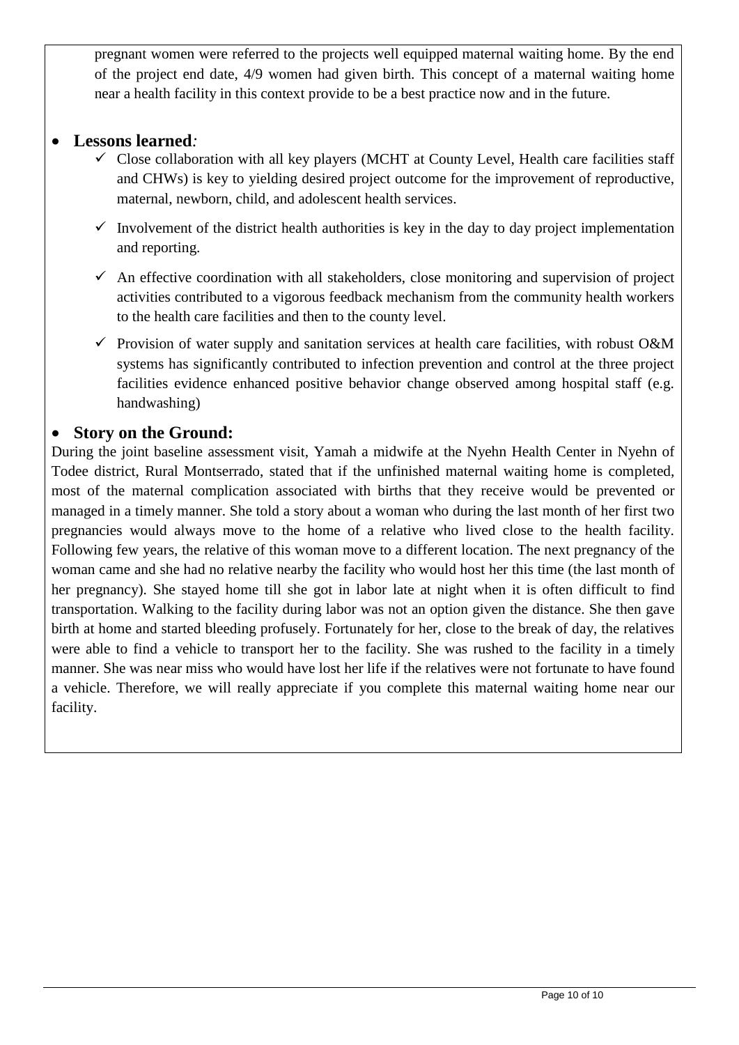pregnant women were referred to the projects well equipped maternal waiting home. By the end of the project end date, 4/9 women had given birth. This concept of a maternal waiting home near a health facility in this context provide to be a best practice now and in the future.

- **Lessons learned***:*
  - ✓ Close collaboration with all key players (MCHT at County Level, Health care facilities staff and CHWs) is key to yielding desired project outcome for the improvement of reproductive, maternal, newborn, child, and adolescent health services.
  - ✓ Involvement of the district health authorities is key in the day to day project implementation and reporting.
  - ✓ An effective coordination with all stakeholders, close monitoring and supervision of project activities contributed to a vigorous feedback mechanism from the community health workers to the health care facilities and then to the county level.
  - ✓ Provision of water supply and sanitation services at health care facilities, with robust O&M systems has significantly contributed to infection prevention and control at the three project facilities evidence enhanced positive behavior change observed among hospital staff (e.g. handwashing)

- **Story on the Ground:**

During the joint baseline assessment visit, Yamah a midwife at the Nyehn Health Center in Nyehn of Todee district, Rural Montserrado, stated that if the unfinished maternal waiting home is completed, most of the maternal complication associated with births that they receive would be prevented or managed in a timely manner. She told a story about a woman who during the last month of her first two pregnancies would always move to the home of a relative who lived close to the health facility. Following few years, the relative of this woman move to a different location. The next pregnancy of the woman came and she had no relative nearby the facility who would host her this time (the last month of her pregnancy). She stayed home till she got in labor late at night when it is often difficult to find transportation. Walking to the facility during labor was not an option given the distance. She then gave birth at home and started bleeding profusely. Fortunately for her, close to the break of day, the relatives were able to find a vehicle to transport her to the facility. She was rushed to the facility in a timely manner. She was near miss who would have lost her life if the relatives were not fortunate to have found a vehicle. Therefore, we will really appreciate if you complete this maternal waiting home near our facility.